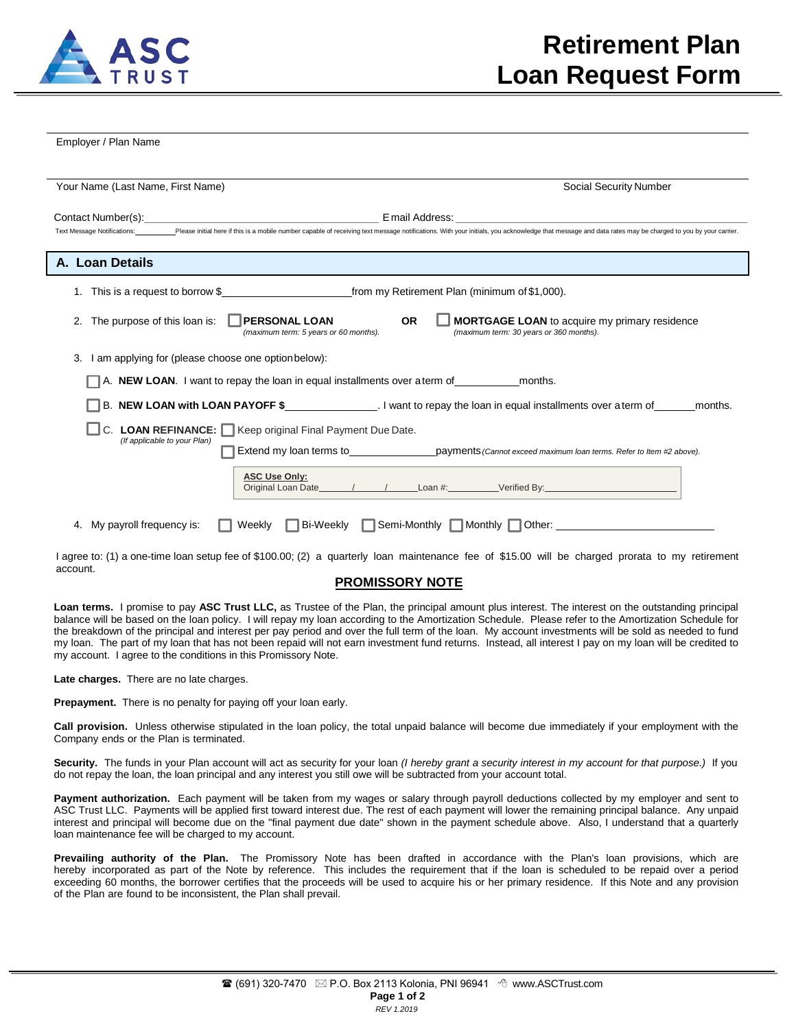# Retirement Plan Loan Request Form

Employer / Plan Name

Your Name (Last Name, First Name) Social Security Number

Contact Number(s):______________________________ Email Address: ______________________________

Text Message Notifications:________ Please initial here if this is a mobile number capable of receiving text message notifications. With your initials, you acknowledge that message and data rates may be charged to you by your carrier.

## A. Loan Details

1. This is a request to borrow $____________________ from my Retirement Plan (minimum of $1,000).

2. The purpose of this loan is: ☐ **PERSONAL LOAN** *(maximum term: 5 years or 60 months).* **OR** ☐ **MORTGAGE LOAN** to acquire my primary residence *(maximum term: 30 years or 360 months).*

3. I am applying for (please choose one option below):

   ☐ A. **NEW LOAN**. I want to repay the loan in equal installments over a term of__________months.

   ☐ B. **NEW LOAN with LOAN PAYOFF $**______________. I want to repay the loan in equal installments over a term of______months.

   ☐ C. **LOAN REFINANCE:** *(If applicable to your Plan)* ☐ Keep original Final Payment Due Date.

   ☐ Extend my loan terms to______________payments *(Cannot exceed maximum loan terms. Refer to Item #2 above).*

   **ASC Use Only:**
   Original Loan Date_____/_____/_____ Loan #:__________ Verified By:__________________

4. My payroll frequency is: ☐ Weekly ☐ Bi-Weekly ☐ Semi-Monthly ☐ Monthly ☐ Other: ____________________

I agree to: (1) a one-time loan setup fee of $100.00; (2) a quarterly loan maintenance fee of $15.00 will be charged prorata to my retirement account.

## PROMISSORY NOTE

**Loan terms.** I promise to pay **ASC Trust LLC,** as Trustee of the Plan, the principal amount plus interest. The interest on the outstanding principal balance will be based on the loan policy. I will repay my loan according to the Amortization Schedule. Please refer to the Amortization Schedule for the breakdown of the principal and interest per pay period and over the full term of the loan. My account investments will be sold as needed to fund my loan. The part of my loan that has not been repaid will not earn investment fund returns. Instead, all interest I pay on my loan will be credited to my account. I agree to the conditions in this Promissory Note.

**Late charges.** There are no late charges.

**Prepayment.** There is no penalty for paying off your loan early.

**Call provision.** Unless otherwise stipulated in the loan policy, the total unpaid balance will become due immediately if your employment with the Company ends or the Plan is terminated.

**Security.** The funds in your Plan account will act as security for your loan *(I hereby grant a security interest in my account for that purpose.)* If you do not repay the loan, the loan principal and any interest you still owe will be subtracted from your account total.

**Payment authorization.** Each payment will be taken from my wages or salary through payroll deductions collected by my employer and sent to ASC Trust LLC. Payments will be applied first toward interest due. The rest of each payment will lower the remaining principal balance. Any unpaid interest and principal will become due on the "final payment due date" shown in the payment schedule above. Also, I understand that a quarterly loan maintenance fee will be charged to my account.

**Prevailing authority of the Plan.** The Promissory Note has been drafted in accordance with the Plan's loan provisions, which are hereby incorporated as part of the Note by reference. This includes the requirement that if the loan is scheduled to be repaid over a period exceeding 60 months, the borrower certifies that the proceeds will be used to acquire his or her primary residence. If this Note and any provision of the Plan are found to be inconsistent, the Plan shall prevail.

☎ (691) 320-7470 ✉ P.O. Box 2113 Kolonia, PNI 96941 www.ASCTrust.com

*REV 1.2019*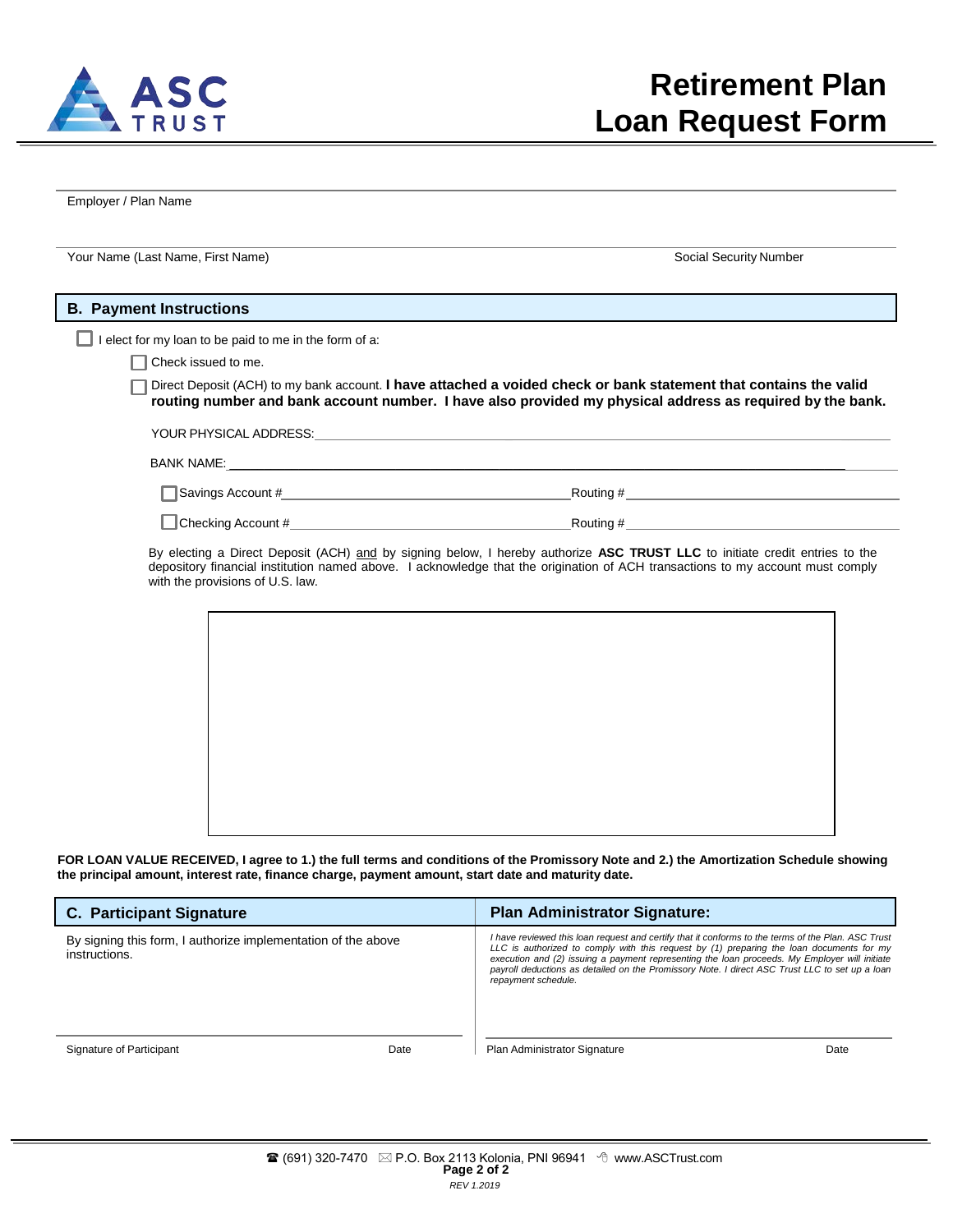# ASC TRUST

# Retirement Plan Loan Request Form

Employer / Plan Name

Your Name (Last Name, First Name) Social Security Number

## B. Payment Instructions

☐ I elect for my loan to be paid to me in the form of a:

☐ Check issued to me.

☐ Direct Deposit (ACH) to my bank account. **I have attached a voided check or bank statement that contains the valid routing number and bank account number. I have also provided my physical address as required by the bank.**

YOUR PHYSICAL ADDRESS: ______________________________

BANK NAME: ______________________________

☐ Savings Account # ______________________ Routing # ______________________

☐ Checking Account # ______________________ Routing # ______________________

By electing a Direct Deposit (ACH) and by signing below, I hereby authorize **ASC TRUST LLC** to initiate credit entries to the depository financial institution named above. I acknowledge that the origination of ACH transactions to my account must comply with the provisions of U.S. law.

**FOR LOAN VALUE RECEIVED, I agree to 1.) the full terms and conditions of the Promissory Note and 2.) the Amortization Schedule showing the principal amount, interest rate, finance charge, payment amount, start date and maturity date.**

## C. Participant Signature

By signing this form, I authorize implementation of the above instructions.

Signature of Participant Date

## Plan Administrator Signature:

*I have reviewed this loan request and certify that it conforms to the terms of the Plan. ASC Trust LLC is authorized to comply with this request by (1) preparing the loan documents for my execution and (2) issuing a payment representing the loan proceeds. My Employer will initiate payroll deductions as detailed on the Promissory Note. I direct ASC Trust LLC to set up a loan repayment schedule.*

Plan Administrator Signature Date

☎ (691) 320-7470 ✉ P.O. Box 2113 Kolonia, PNI 96941 www.ASCTrust.com

*REV 1.2019*